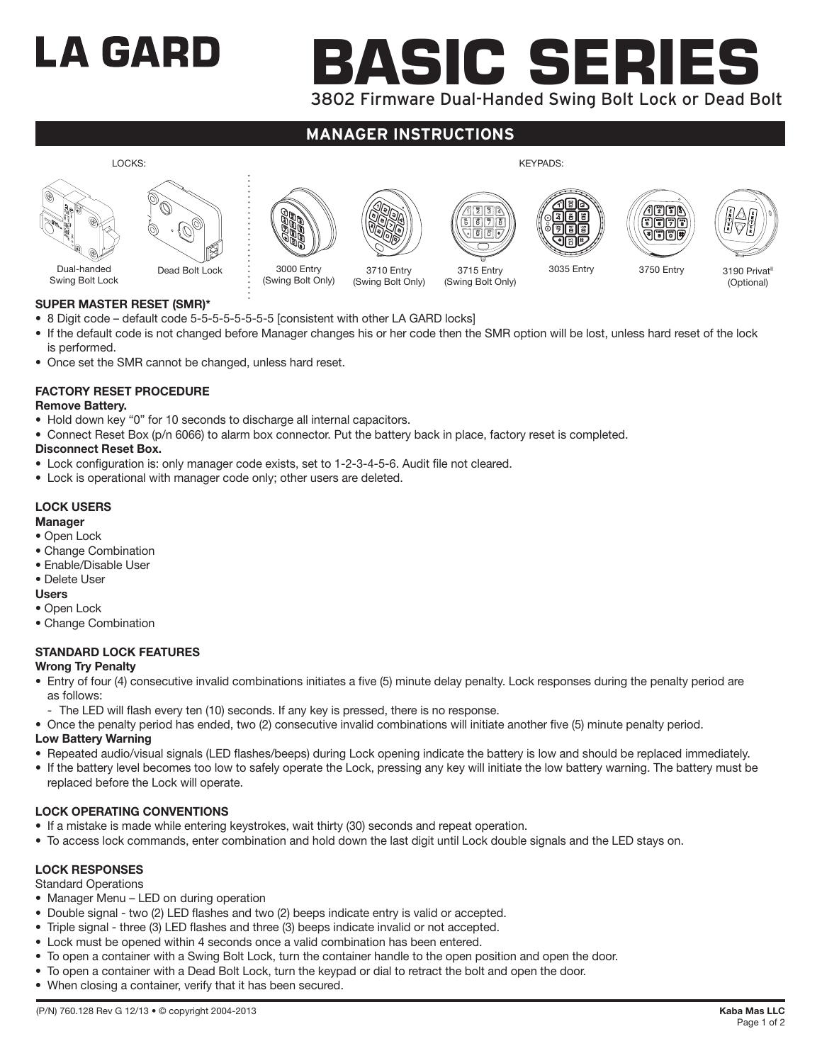# LA GARD

# BASIC SERIES

3802 Firmware Dual-Handed Swing Bolt Lock or Dead Bolt

## MANAGER INSTRUCTIONS

LOCKS:

Dual-handed Swing Bolt Lock

Dead Bolt Lock

KEYPADS:

3000 Entry (Swing Bolt Only)

3710 Entry (Swing Bolt Only)

3715 Entry (Swing Bolt Only)

3035 Entry

3750 Entry

3190 Privat® (Optional)

### SUPER MASTER RESET (SMR)*

- 8 Digit code – default code 5-5-5-5-5-5-5-5 [consistent with other LA GARD locks]
- If the default code is not changed before Manager changes his or her code then the SMR option will be lost, unless hard reset of the lock is performed.
- Once set the SMR cannot be changed, unless hard reset.

### FACTORY RESET PROCEDURE

**Remove Battery.**

- Hold down key "0" for 10 seconds to discharge all internal capacitors.
- Connect Reset Box (p/n 6066) to alarm box connector. Put the battery back in place, factory reset is completed.

**Disconnect Reset Box.**

- Lock configuration is: only manager code exists, set to 1-2-3-4-5-6. Audit file not cleared.
- Lock is operational with manager code only; other users are deleted.

### LOCK USERS

**Manager**

- Open Lock
- Change Combination
- Enable/Disable User
- Delete User

**Users**

- Open Lock
- Change Combination

### STANDARD LOCK FEATURES

**Wrong Try Penalty**

- Entry of four (4) consecutive invalid combinations initiates a five (5) minute delay penalty. Lock responses during the penalty period are as follows:
  - The LED will flash every ten (10) seconds. If any key is pressed, there is no response.
- Once the penalty period has ended, two (2) consecutive invalid combinations will initiate another five (5) minute penalty period.

**Low Battery Warning**

- Repeated audio/visual signals (LED flashes/beeps) during Lock opening indicate the battery is low and should be replaced immediately.
- If the battery level becomes too low to safely operate the Lock, pressing any key will initiate the low battery warning. The battery must be replaced before the Lock will operate.

### LOCK OPERATING CONVENTIONS

- If a mistake is made while entering keystrokes, wait thirty (30) seconds and repeat operation.
- To access lock commands, enter combination and hold down the last digit until Lock double signals and the LED stays on.

### LOCK RESPONSES

Standard Operations

- Manager Menu – LED on during operation
- Double signal - two (2) LED flashes and two (2) beeps indicate entry is valid or accepted.
- Triple signal - three (3) LED flashes and three (3) beeps indicate invalid or not accepted.
- Lock must be opened within 4 seconds once a valid combination has been entered.
- To open a container with a Swing Bolt Lock, turn the container handle to the open position and open the door.
- To open a container with a Dead Bolt Lock, turn the keypad or dial to retract the bolt and open the door.
- When closing a container, verify that it has been secured.

(P/N) 760.128 Rev G 12/13 • © copyright 2004-2013

Kaba Mas LLC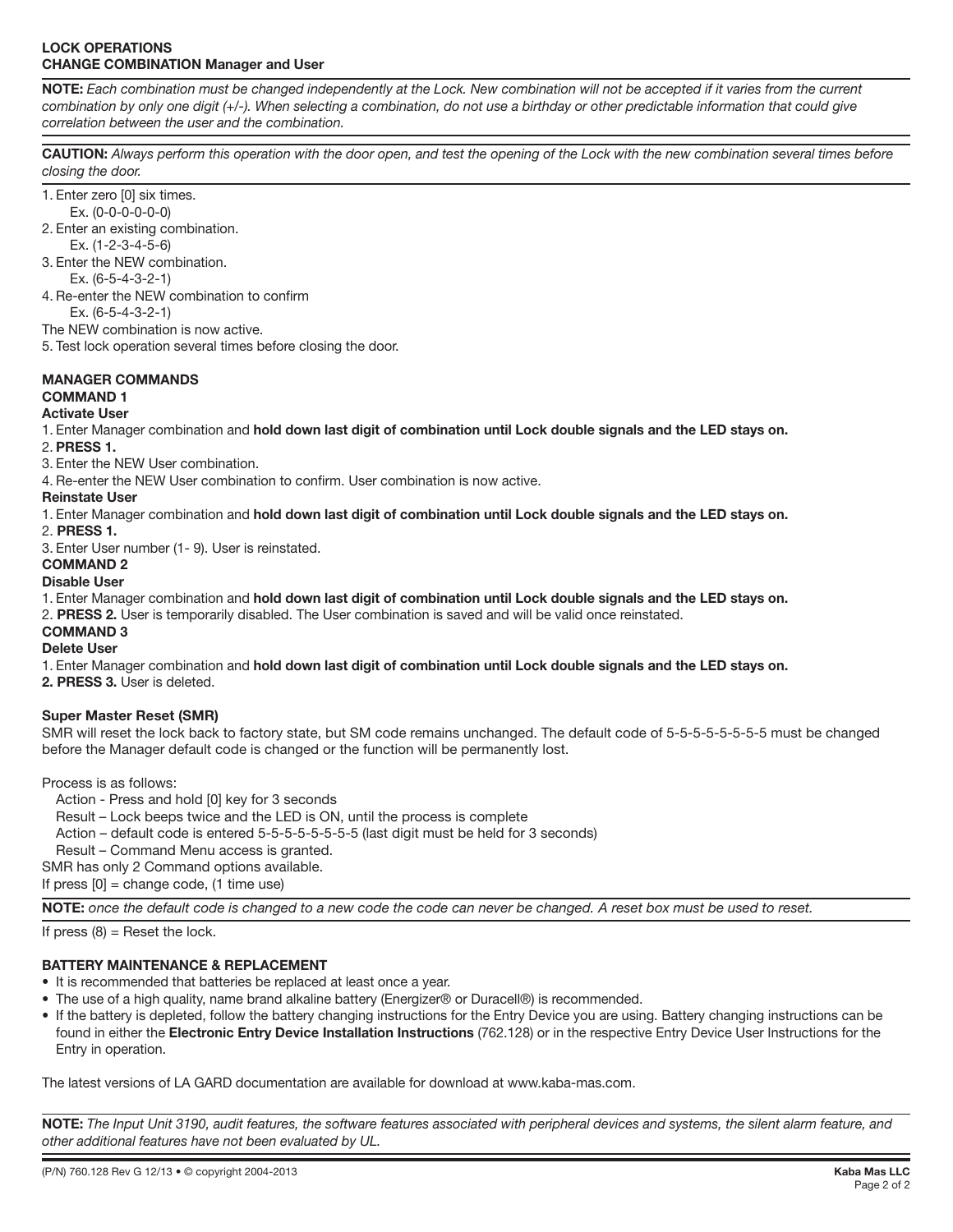## LOCK OPERATIONS
### CHANGE COMBINATION Manager and User

**NOTE:** *Each combination must be changed independently at the Lock. New combination will not be accepted if it varies from the current combination by only one digit (+/-). When selecting a combination, do not use a birthday or other predictable information that could give correlation between the user and the combination.*

**CAUTION:** *Always perform this operation with the door open, and test the opening of the Lock with the new combination several times before closing the door.*

1. Enter zero [0] six times.
   Ex. (0-0-0-0-0-0)
2. Enter an existing combination.
   Ex. (1-2-3-4-5-6)
3. Enter the NEW combination.
   Ex. (6-5-4-3-2-1)
4. Re-enter the NEW combination to confirm
   Ex. (6-5-4-3-2-1)

The NEW combination is now active.

5. Test lock operation several times before closing the door.

### MANAGER COMMANDS

**COMMAND 1**

**Activate User**

1. Enter Manager combination and **hold down last digit of combination until Lock double signals and the LED stays on.**
2. **PRESS 1.**
3. Enter the NEW User combination.
4. Re-enter the NEW User combination to confirm. User combination is now active.

**Reinstate User**

1. Enter Manager combination and **hold down last digit of combination until Lock double signals and the LED stays on.**
2. **PRESS 1.**
3. Enter User number (1- 9). User is reinstated.

**COMMAND 2**

**Disable User**

1. Enter Manager combination and **hold down last digit of combination until Lock double signals and the LED stays on.**
2. **PRESS 2.** User is temporarily disabled. The User combination is saved and will be valid once reinstated.

**COMMAND 3**

**Delete User**

1. Enter Manager combination and **hold down last digit of combination until Lock double signals and the LED stays on.**
2. **PRESS 3.** User is deleted.

### Super Master Reset (SMR)

SMR will reset the lock back to factory state, but SM code remains unchanged. The default code of 5-5-5-5-5-5-5-5 must be changed before the Manager default code is changed or the function will be permanently lost.

Process is as follows:

Action - Press and hold [0] key for 3 seconds
Result – Lock beeps twice and the LED is ON, until the process is complete
Action – default code is entered 5-5-5-5-5-5-5-5 (last digit must be held for 3 seconds)
Result – Command Menu access is granted.

SMR has only 2 Command options available.
If press [0] = change code, (1 time use)

**NOTE:** *once the default code is changed to a new code the code can never be changed. A reset box must be used to reset.*

If press (8) = Reset the lock.

### BATTERY MAINTENANCE & REPLACEMENT

- It is recommended that batteries be replaced at least once a year.
- The use of a high quality, name brand alkaline battery (Energizer® or Duracell®) is recommended.
- If the battery is depleted, follow the battery changing instructions for the Entry Device you are using. Battery changing instructions can be found in either the **Electronic Entry Device Installation Instructions** (762.128) or in the respective Entry Device User Instructions for the Entry in operation.

The latest versions of LA GARD documentation are available for download at www.kaba-mas.com.

**NOTE:** *The Input Unit 3190, audit features, the software features associated with peripheral devices and systems, the silent alarm feature, and other additional features have not been evaluated by UL.*

(P/N) 760.128 Rev G 12/13 • © copyright 2004-2013 **Kaba Mas LLC**